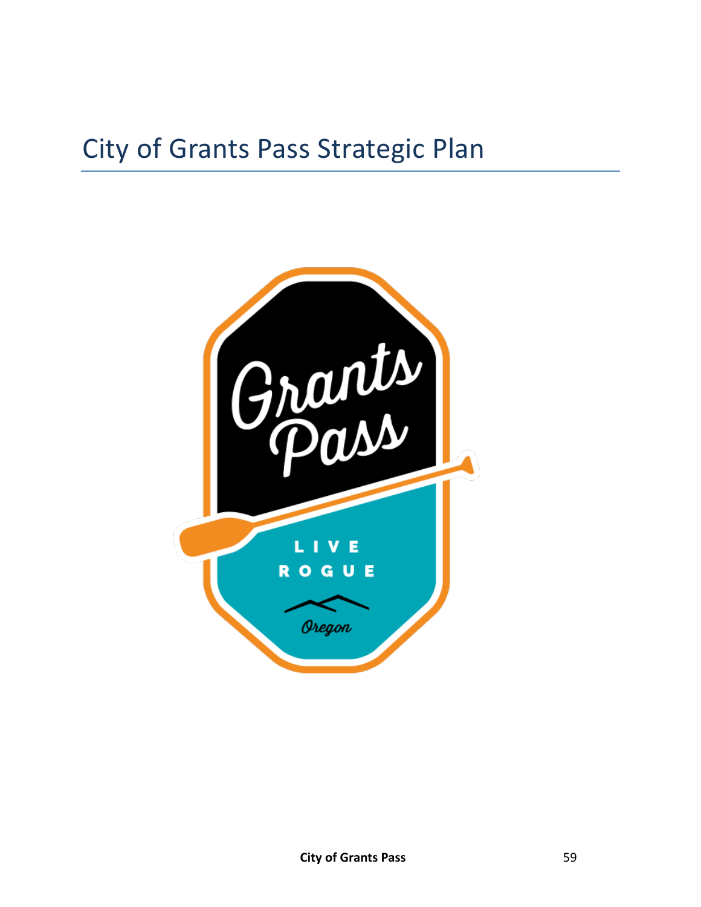# City of Grants Pass Strategic Plan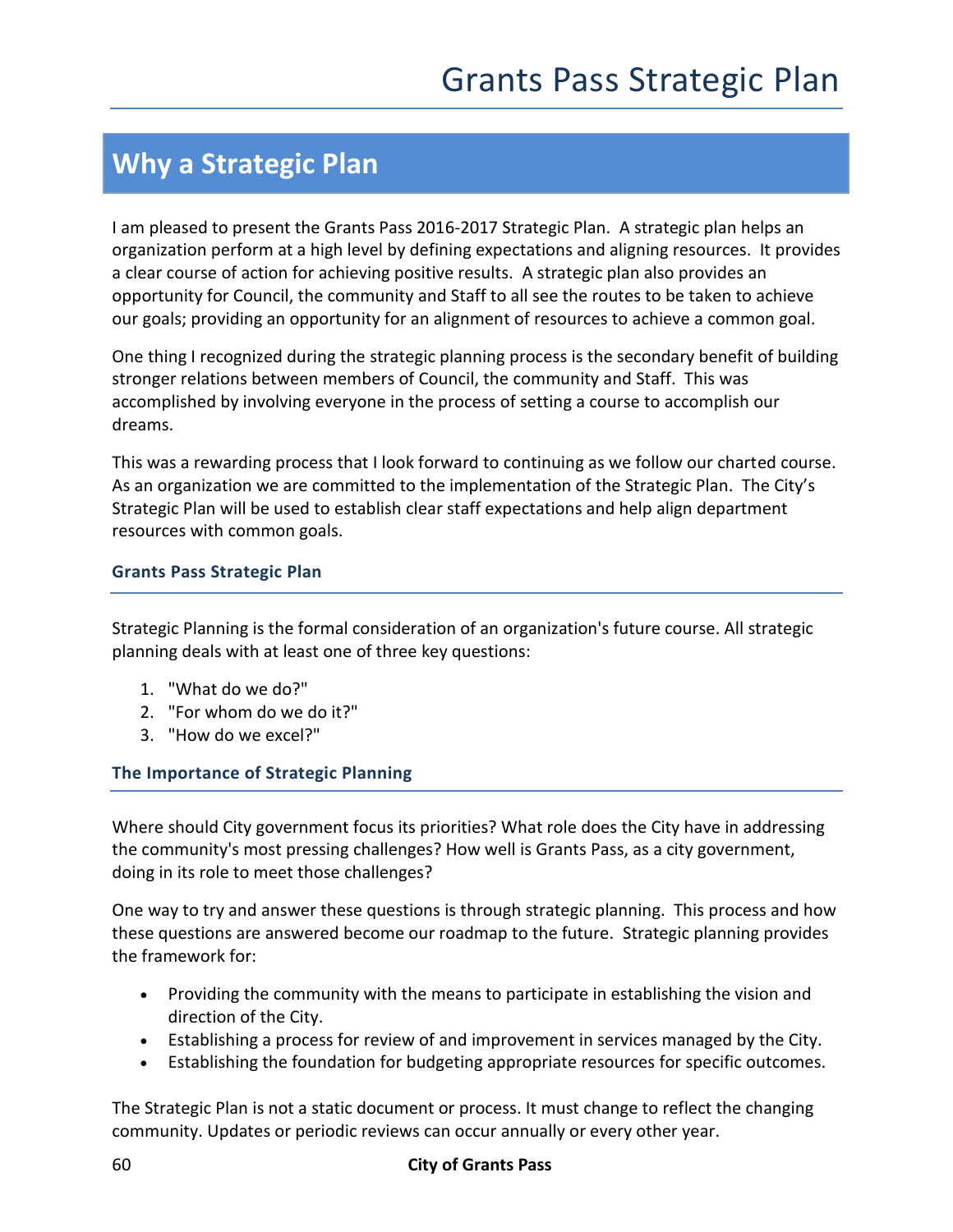# Why a Strategic Plan

I am pleased to present the Grants Pass 2016-2017 Strategic Plan. A strategic plan helps an organization perform at a high level by defining expectations and aligning resources. It provides a clear course of action for achieving positive results. A strategic plan also provides an opportunity for Council, the community and Staff to all see the routes to be taken to achieve our goals; providing an opportunity for an alignment of resources to achieve a common goal.

One thing I recognized during the strategic planning process is the secondary benefit of building stronger relations between members of Council, the community and Staff. This was accomplished by involving everyone in the process of setting a course to accomplish our dreams.

This was a rewarding process that I look forward to continuing as we follow our charted course. As an organization we are committed to the implementation of the Strategic Plan. The City's Strategic Plan will be used to establish clear staff expectations and help align department resources with common goals.

### Grants Pass Strategic Plan

Strategic Planning is the formal consideration of an organization's future course. All strategic planning deals with at least one of three key questions:

1. "What do we do?"
2. "For whom do we do it?"
3. "How do we excel?"

### The Importance of Strategic Planning

Where should City government focus its priorities? What role does the City have in addressing the community's most pressing challenges? How well is Grants Pass, as a city government, doing in its role to meet those challenges?

One way to try and answer these questions is through strategic planning. This process and how these questions are answered become our roadmap to the future. Strategic planning provides the framework for:

- Providing the community with the means to participate in establishing the vision and direction of the City.
- Establishing a process for review of and improvement in services managed by the City.
- Establishing the foundation for budgeting appropriate resources for specific outcomes.

The Strategic Plan is not a static document or process. It must change to reflect the changing community. Updates or periodic reviews can occur annually or every other year.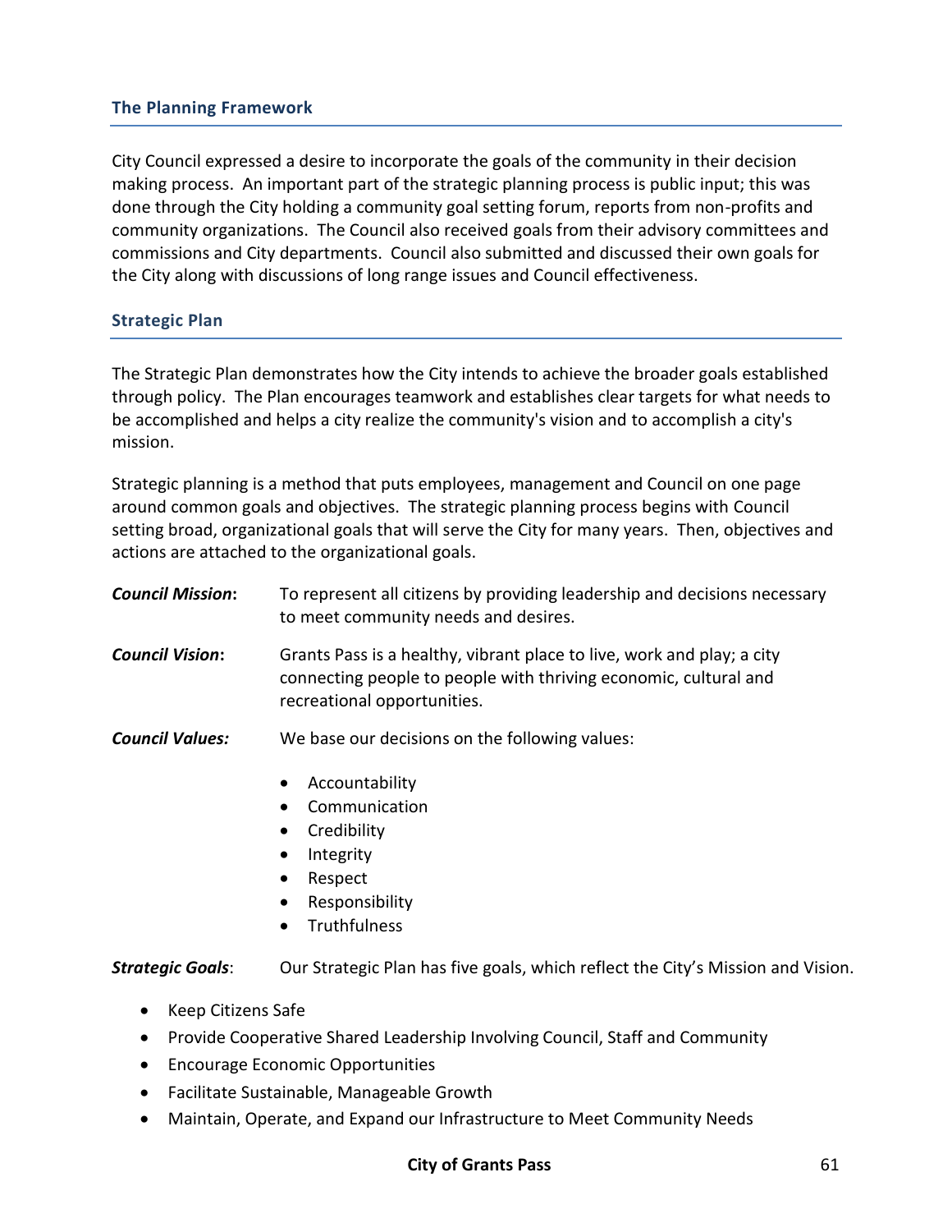## The Planning Framework

City Council expressed a desire to incorporate the goals of the community in their decision making process. An important part of the strategic planning process is public input; this was done through the City holding a community goal setting forum, reports from non-profits and community organizations. The Council also received goals from their advisory committees and commissions and City departments. Council also submitted and discussed their own goals for the City along with discussions of long range issues and Council effectiveness.

## Strategic Plan

The Strategic Plan demonstrates how the City intends to achieve the broader goals established through policy. The Plan encourages teamwork and establishes clear targets for what needs to be accomplished and helps a city realize the community's vision and to accomplish a city's mission.

Strategic planning is a method that puts employees, management and Council on one page around common goals and objectives. The strategic planning process begins with Council setting broad, organizational goals that will serve the City for many years. Then, objectives and actions are attached to the organizational goals.

***Council Mission*:** To represent all citizens by providing leadership and decisions necessary to meet community needs and desires.

***Council Vision*:** Grants Pass is a healthy, vibrant place to live, work and play; a city connecting people to people with thriving economic, cultural and recreational opportunities.

***Council Values:*** We base our decisions on the following values:

- Accountability
- Communication
- Credibility
- Integrity
- Respect
- Responsibility
- Truthfulness

***Strategic Goals*:** Our Strategic Plan has five goals, which reflect the City's Mission and Vision.

- Keep Citizens Safe
- Provide Cooperative Shared Leadership Involving Council, Staff and Community
- Encourage Economic Opportunities
- Facilitate Sustainable, Manageable Growth
- Maintain, Operate, and Expand our Infrastructure to Meet Community Needs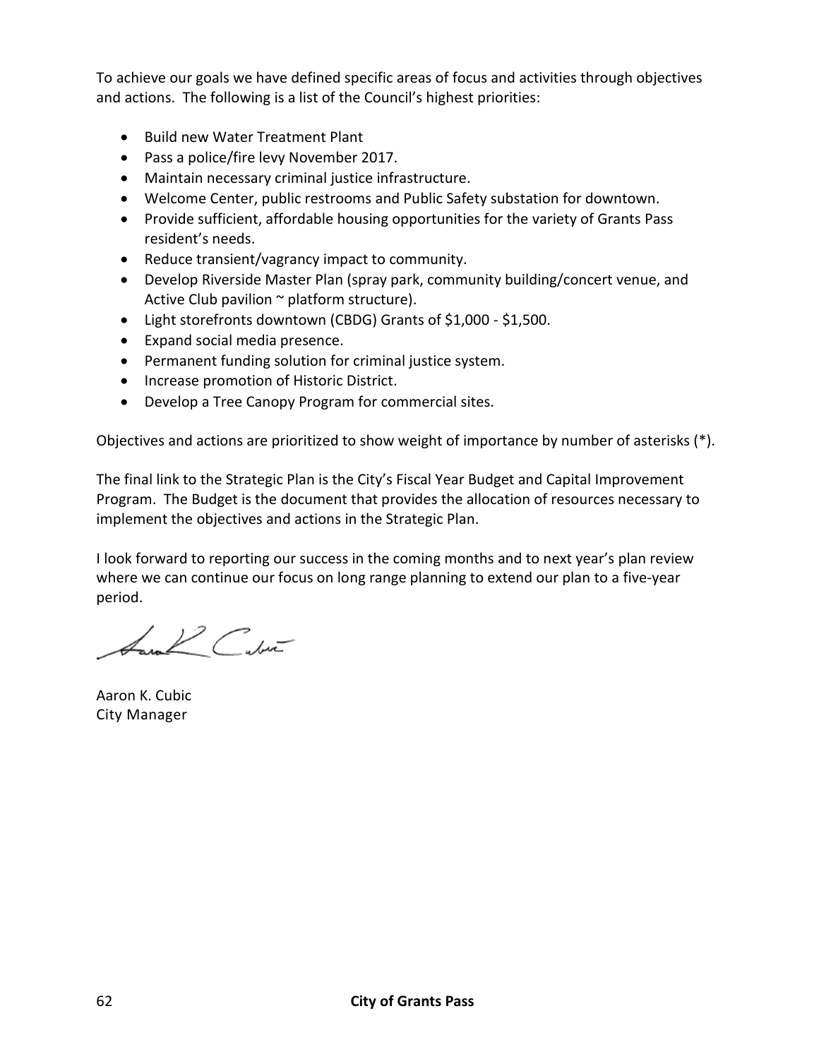To achieve our goals we have defined specific areas of focus and activities through objectives and actions. The following is a list of the Council's highest priorities:

- Build new Water Treatment Plant
- Pass a police/fire levy November 2017.
- Maintain necessary criminal justice infrastructure.
- Welcome Center, public restrooms and Public Safety substation for downtown.
- Provide sufficient, affordable housing opportunities for the variety of Grants Pass resident's needs.
- Reduce transient/vagrancy impact to community.
- Develop Riverside Master Plan (spray park, community building/concert venue, and Active Club pavilion ~ platform structure).
- Light storefronts downtown (CBDG) Grants of $1,000 - $1,500.
- Expand social media presence.
- Permanent funding solution for criminal justice system.
- Increase promotion of Historic District.
- Develop a Tree Canopy Program for commercial sites.

Objectives and actions are prioritized to show weight of importance by number of asterisks (*).

The final link to the Strategic Plan is the City's Fiscal Year Budget and Capital Improvement Program. The Budget is the document that provides the allocation of resources necessary to implement the objectives and actions in the Strategic Plan.

I look forward to reporting our success in the coming months and to next year's plan review where we can continue our focus on long range planning to extend our plan to a five-year period.

Aaron K. Cubic
City Manager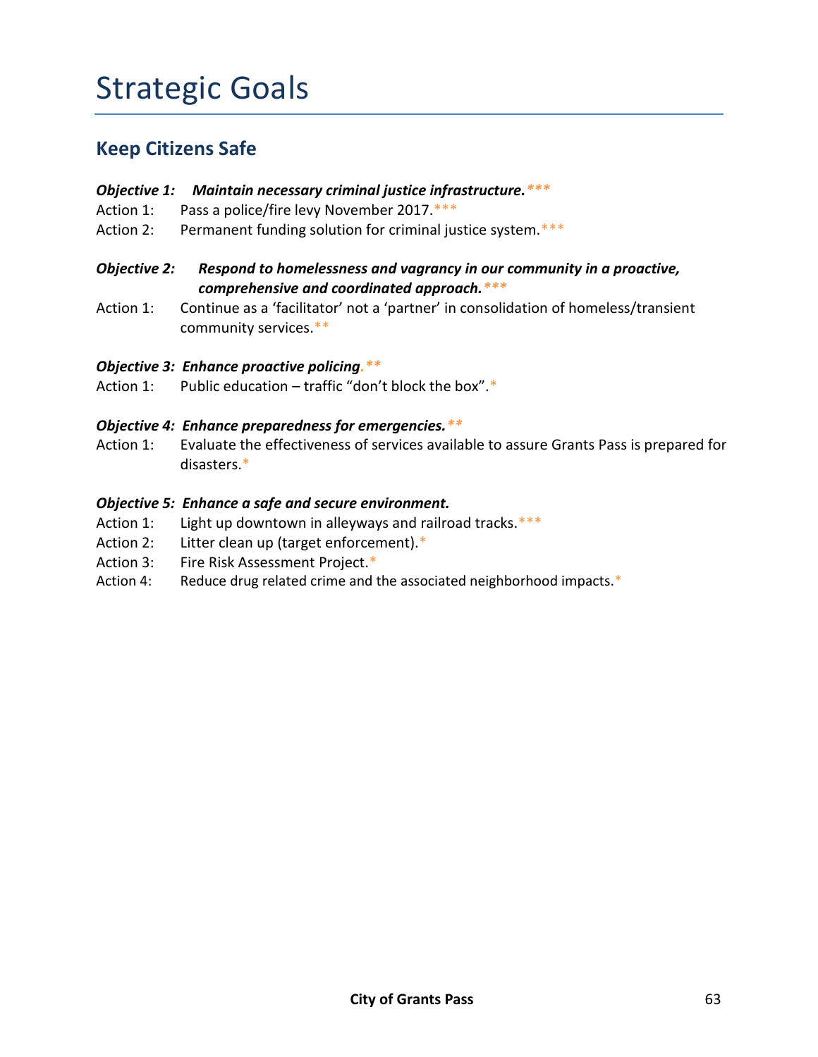# Strategic Goals

## Keep Citizens Safe

***Objective 1: Maintain necessary criminal justice infrastructure.**** ***

Action 1: Pass a police/fire levy November 2017.***

Action 2: Permanent funding solution for criminal justice system.***

***Objective 2: Respond to homelessness and vagrancy in our community in a proactive, comprehensive and coordinated approach.**** ***

Action 1: Continue as a 'facilitator' not a 'partner' in consolidation of homeless/transient community services.**

***Objective 3: Enhance proactive policing.**** **

Action 1: Public education – traffic "don't block the box".*

***Objective 4: Enhance preparedness for emergencies.**** **

Action 1: Evaluate the effectiveness of services available to assure Grants Pass is prepared for disasters.*

***Objective 5: Enhance a safe and secure environment.***

Action 1: Light up downtown in alleyways and railroad tracks.***

Action 2: Litter clean up (target enforcement).*

Action 3: Fire Risk Assessment Project.*

Action 4: Reduce drug related crime and the associated neighborhood impacts.*

**City of Grants Pass**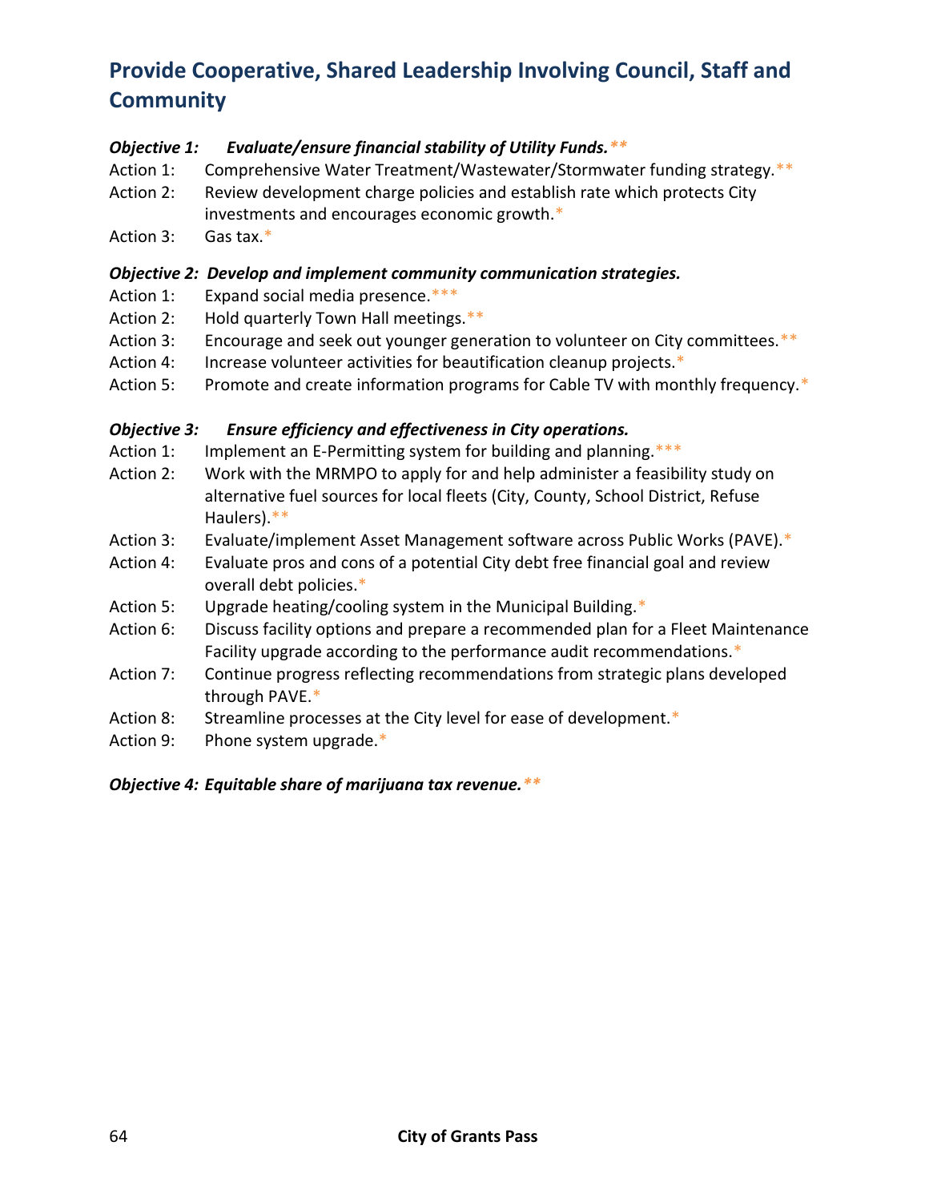## Provide Cooperative, Shared Leadership Involving Council, Staff and Community

***Objective 1: Evaluate/ensure financial stability of Utility Funds.*****

Action 1: Comprehensive Water Treatment/Wastewater/Stormwater funding strategy.**

Action 2: Review development charge policies and establish rate which protects City investments and encourages economic growth.*

Action 3: Gas tax.*

***Objective 2: Develop and implement community communication strategies.***

Action 1: Expand social media presence.***

Action 2: Hold quarterly Town Hall meetings.**

Action 3: Encourage and seek out younger generation to volunteer on City committees.**

Action 4: Increase volunteer activities for beautification cleanup projects.*

Action 5: Promote and create information programs for Cable TV with monthly frequency.*

***Objective 3: Ensure efficiency and effectiveness in City operations.***

Action 1: Implement an E-Permitting system for building and planning.***

Action 2: Work with the MRMPO to apply for and help administer a feasibility study on alternative fuel sources for local fleets (City, County, School District, Refuse Haulers).**

Action 3: Evaluate/implement Asset Management software across Public Works (PAVE).*

Action 4: Evaluate pros and cons of a potential City debt free financial goal and review overall debt policies.*

Action 5: Upgrade heating/cooling system in the Municipal Building.*

Action 6: Discuss facility options and prepare a recommended plan for a Fleet Maintenance Facility upgrade according to the performance audit recommendations.*

Action 7: Continue progress reflecting recommendations from strategic plans developed through PAVE.*

Action 8: Streamline processes at the City level for ease of development.*

Action 9: Phone system upgrade.*

***Objective 4: Equitable share of marijuana tax revenue.*****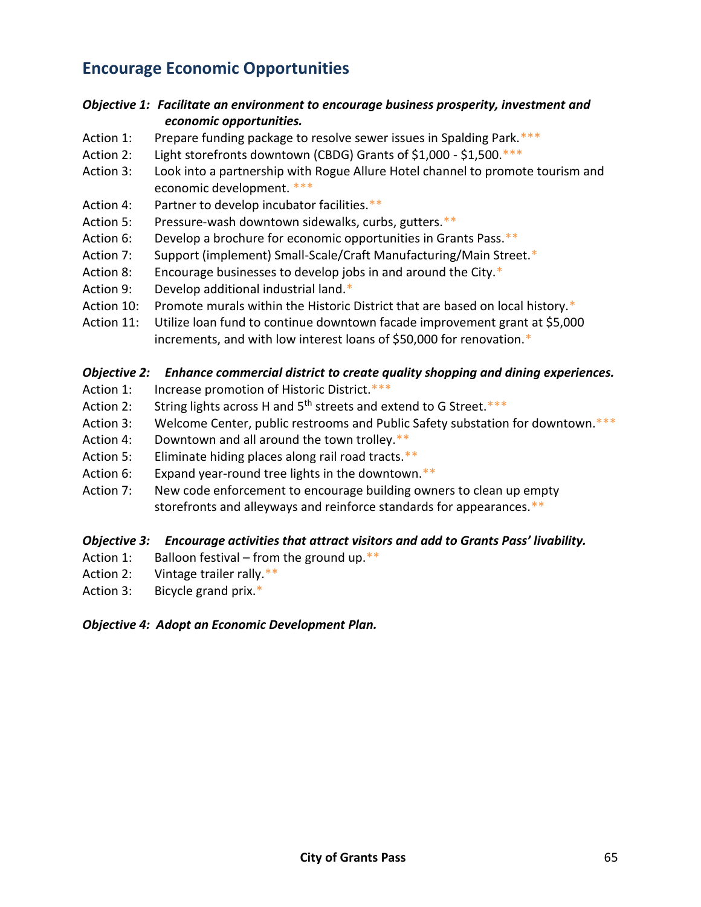## Encourage Economic Opportunities

***Objective 1: Facilitate an environment to encourage business prosperity, investment and economic opportunities.***

Action 1: Prepare funding package to resolve sewer issues in Spalding Park.***

Action 2: Light storefronts downtown (CBDG) Grants of $1,000 - $1,500.***

Action 3: Look into a partnership with Rogue Allure Hotel channel to promote tourism and economic development. ***

Action 4: Partner to develop incubator facilities.**

Action 5: Pressure-wash downtown sidewalks, curbs, gutters.**

Action 6: Develop a brochure for economic opportunities in Grants Pass.**

Action 7: Support (implement) Small-Scale/Craft Manufacturing/Main Street.*

Action 8: Encourage businesses to develop jobs in and around the City.*

Action 9: Develop additional industrial land.*

Action 10: Promote murals within the Historic District that are based on local history.*

Action 11: Utilize loan fund to continue downtown facade improvement grant at $5,000 increments, and with low interest loans of $50,000 for renovation.*

***Objective 2: Enhance commercial district to create quality shopping and dining experiences.***

Action 1: Increase promotion of Historic District.***

Action 2: String lights across H and 5th streets and extend to G Street.***

Action 3: Welcome Center, public restrooms and Public Safety substation for downtown.***

Action 4: Downtown and all around the town trolley.**

Action 5: Eliminate hiding places along rail road tracts.**

Action 6: Expand year-round tree lights in the downtown.**

Action 7: New code enforcement to encourage building owners to clean up empty storefronts and alleyways and reinforce standards for appearances.**

***Objective 3: Encourage activities that attract visitors and add to Grants Pass' livability.***

Action 1: Balloon festival – from the ground up.**

Action 2: Vintage trailer rally.**

Action 3: Bicycle grand prix.*

***Objective 4: Adopt an Economic Development Plan.***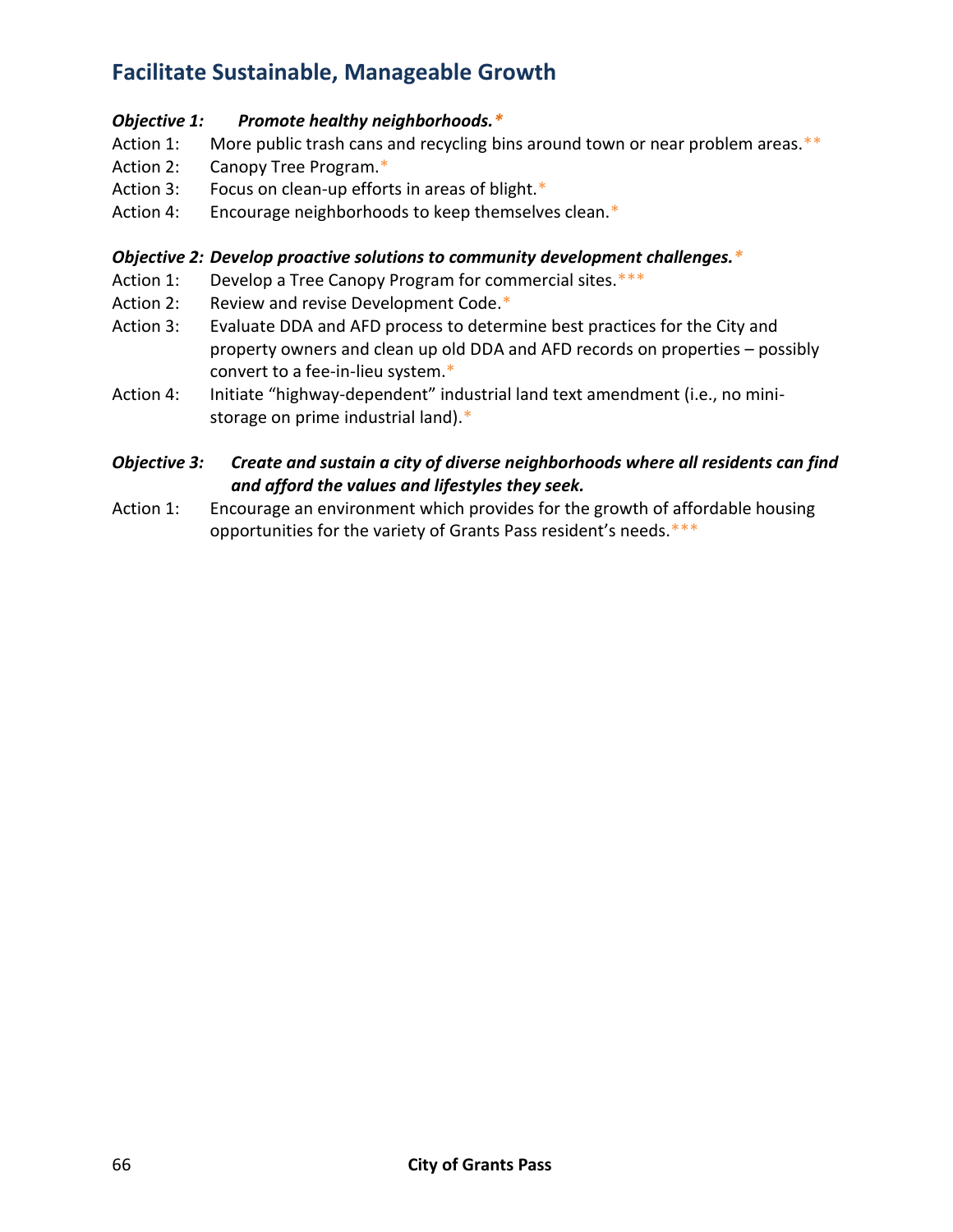## Facilitate Sustainable, Manageable Growth

***Objective 1: Promote healthy neighborhoods.****

Action 1: More public trash cans and recycling bins around town or near problem areas.**

Action 2: Canopy Tree Program.*

Action 3: Focus on clean-up efforts in areas of blight.*

Action 4: Encourage neighborhoods to keep themselves clean.*

***Objective 2: Develop proactive solutions to community development challenges.****

Action 1: Develop a Tree Canopy Program for commercial sites.***

Action 2: Review and revise Development Code.*

Action 3: Evaluate DDA and AFD process to determine best practices for the City and property owners and clean up old DDA and AFD records on properties – possibly convert to a fee-in-lieu system.*

Action 4: Initiate "highway-dependent" industrial land text amendment (i.e., no mini-storage on prime industrial land).*

***Objective 3: Create and sustain a city of diverse neighborhoods where all residents can find and afford the values and lifestyles they seek.***

Action 1: Encourage an environment which provides for the growth of affordable housing opportunities for the variety of Grants Pass resident's needs.***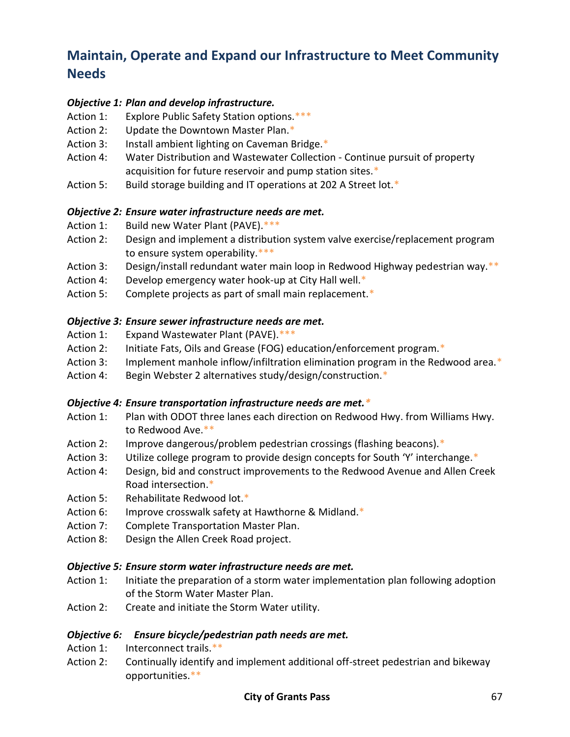## Maintain, Operate and Expand our Infrastructure to Meet Community Needs

***Objective 1: Plan and develop infrastructure.***

Action 1: Explore Public Safety Station options.***
Action 2: Update the Downtown Master Plan.*
Action 3: Install ambient lighting on Caveman Bridge.*
Action 4: Water Distribution and Wastewater Collection - Continue pursuit of property acquisition for future reservoir and pump station sites.*
Action 5: Build storage building and IT operations at 202 A Street lot.*

***Objective 2: Ensure water infrastructure needs are met.***

Action 1: Build new Water Plant (PAVE).***
Action 2: Design and implement a distribution system valve exercise/replacement program to ensure system operability.***
Action 3: Design/install redundant water main loop in Redwood Highway pedestrian way.**
Action 4: Develop emergency water hook-up at City Hall well.*
Action 5: Complete projects as part of small main replacement.*

***Objective 3: Ensure sewer infrastructure needs are met.***

Action 1: Expand Wastewater Plant (PAVE).***
Action 2: Initiate Fats, Oils and Grease (FOG) education/enforcement program.*
Action 3: Implement manhole inflow/infiltration elimination program in the Redwood area.*
Action 4: Begin Webster 2 alternatives study/design/construction.*

***Objective 4: Ensure transportation infrastructure needs are met.****

Action 1: Plan with ODOT three lanes each direction on Redwood Hwy. from Williams Hwy. to Redwood Ave.**
Action 2: Improve dangerous/problem pedestrian crossings (flashing beacons).*
Action 3: Utilize college program to provide design concepts for South 'Y' interchange.*
Action 4: Design, bid and construct improvements to the Redwood Avenue and Allen Creek Road intersection.*
Action 5: Rehabilitate Redwood lot.*
Action 6: Improve crosswalk safety at Hawthorne & Midland.*
Action 7: Complete Transportation Master Plan.
Action 8: Design the Allen Creek Road project.

***Objective 5: Ensure storm water infrastructure needs are met.***

Action 1: Initiate the preparation of a storm water implementation plan following adoption of the Storm Water Master Plan.
Action 2: Create and initiate the Storm Water utility.

***Objective 6: Ensure bicycle/pedestrian path needs are met.***

Action 1: Interconnect trails.**
Action 2: Continually identify and implement additional off-street pedestrian and bikeway opportunities.**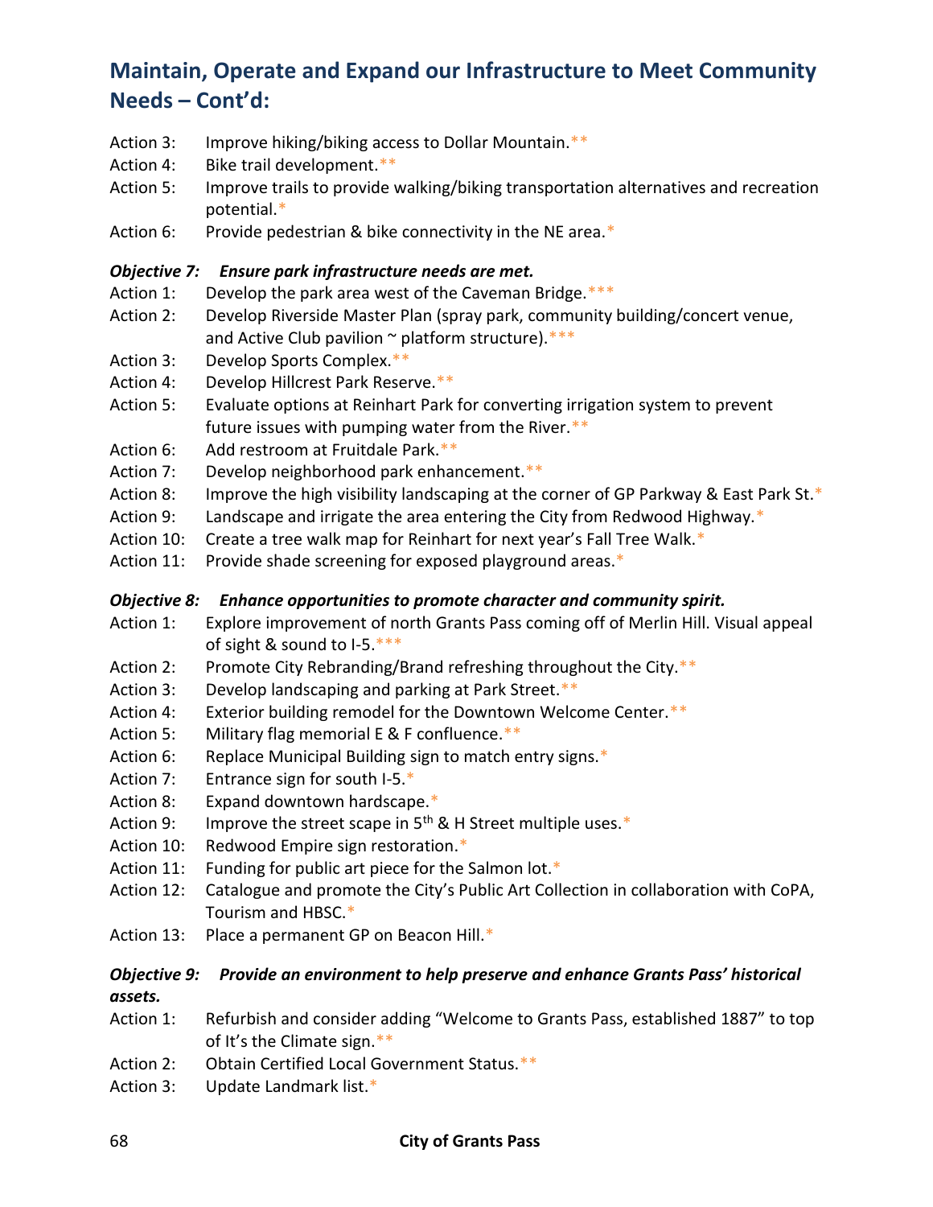## Maintain, Operate and Expand our Infrastructure to Meet Community Needs – Cont'd:

Action 3: Improve hiking/biking access to Dollar Mountain.**

Action 4: Bike trail development.**

Action 5: Improve trails to provide walking/biking transportation alternatives and recreation potential.*

Action 6: Provide pedestrian & bike connectivity in the NE area.*

***Objective 7: Ensure park infrastructure needs are met.***

Action 1: Develop the park area west of the Caveman Bridge.***

Action 2: Develop Riverside Master Plan (spray park, community building/concert venue, and Active Club pavilion ~ platform structure).***

Action 3: Develop Sports Complex.**

Action 4: Develop Hillcrest Park Reserve.**

Action 5: Evaluate options at Reinhart Park for converting irrigation system to prevent future issues with pumping water from the River.**

Action 6: Add restroom at Fruitdale Park.**

Action 7: Develop neighborhood park enhancement.**

Action 8: Improve the high visibility landscaping at the corner of GP Parkway & East Park St.*

Action 9: Landscape and irrigate the area entering the City from Redwood Highway.*

Action 10: Create a tree walk map for Reinhart for next year's Fall Tree Walk.*

Action 11: Provide shade screening for exposed playground areas.*

***Objective 8: Enhance opportunities to promote character and community spirit.***

Action 1: Explore improvement of north Grants Pass coming off of Merlin Hill. Visual appeal of sight & sound to I-5.***

Action 2: Promote City Rebranding/Brand refreshing throughout the City.**

Action 3: Develop landscaping and parking at Park Street.**

Action 4: Exterior building remodel for the Downtown Welcome Center.**

Action 5: Military flag memorial E & F confluence.**

Action 6: Replace Municipal Building sign to match entry signs.*

Action 7: Entrance sign for south I-5.*

Action 8: Expand downtown hardscape.*

Action 9: Improve the street scape in 5th & H Street multiple uses.*

Action 10: Redwood Empire sign restoration.*

Action 11: Funding for public art piece for the Salmon lot.*

Action 12: Catalogue and promote the City's Public Art Collection in collaboration with CoPA, Tourism and HBSC.*

Action 13: Place a permanent GP on Beacon Hill.*

***Objective 9: Provide an environment to help preserve and enhance Grants Pass' historical assets.***

Action 1: Refurbish and consider adding "Welcome to Grants Pass, established 1887" to top of It's the Climate sign.**

Action 2: Obtain Certified Local Government Status.**

Action 3: Update Landmark list.*